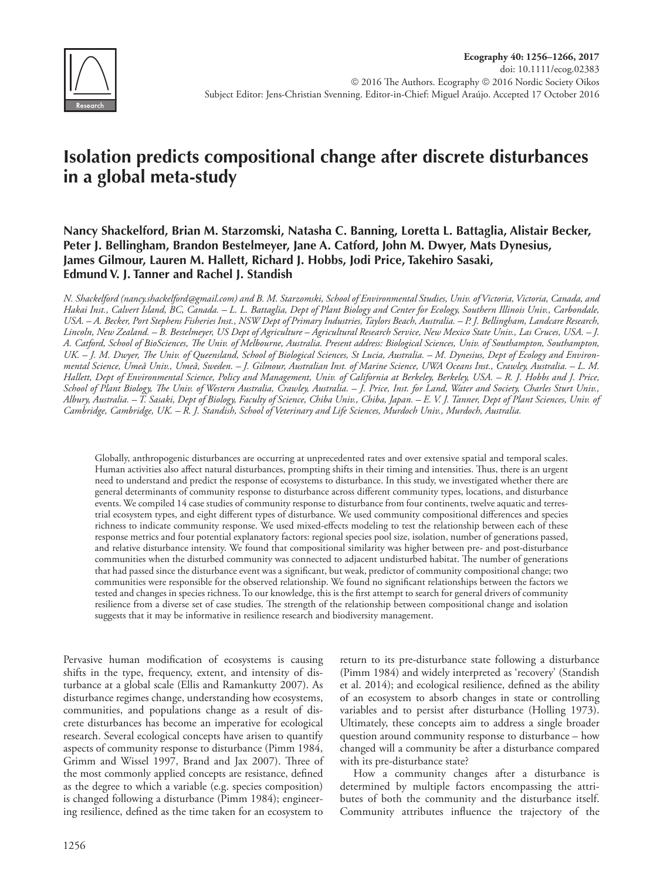Ecography 40: 1256–1266, 2017
doi: 10.1111/ecog.02383
© 2016 The Authors. Ecography © 2016 Nordic Society Oikos
Subject Editor: Jens-Christian Svenning. Editor-in-Chief: Miguel Araújo. Accepted 17 October 2016

# Isolation predicts compositional change after discrete disturbances in a global meta-study

**Nancy Shackelford, Brian M. Starzomski, Natasha C. Banning, Loretta L. Battaglia, Alistair Becker, Peter J. Bellingham, Brandon Bestelmeyer, Jane A. Catford, John M. Dwyer, Mats Dynesius, James Gilmour, Lauren M. Hallett, Richard J. Hobbs, Jodi Price, Takehiro Sasaki, Edmund V. J. Tanner and Rachel J. Standish**

*N. Shackelford (nancy.shackelford@gmail.com) and B. M. Starzomski, School of Environmental Studies, Univ. of Victoria, Victoria, Canada, and Hakai Inst., Calvert Island, BC, Canada. – L. L. Battaglia, Dept of Plant Biology and Center for Ecology, Southern Illinois Univ., Carbondale, USA. – A. Becker, Port Stephens Fisheries Inst., NSW Dept of Primary Industries, Taylors Beach, Australia. – P. J. Bellingham, Landcare Research, Lincoln, New Zealand. – B. Bestelmeyer, US Dept of Agriculture – Agricultural Research Service, New Mexico State Univ., Las Cruces, USA. – J. A. Catford, School of BioSciences, The Univ. of Melbourne, Australia. Present address: Biological Sciences, Univ. of Southampton, Southampton, UK. – J. M. Dwyer, The Univ. of Queensland, School of Biological Sciences, St Lucia, Australia. – M. Dynesius, Dept of Ecology and Environmental Science, Umeå Univ., Umeå, Sweden. – J. Gilmour, Australian Inst. of Marine Science, UWA Oceans Inst., Crawley, Australia. – L. M. Hallett, Dept of Environmental Science, Policy and Management, Univ. of California at Berkeley, Berkeley, USA. – R. J. Hobbs and J. Price, School of Plant Biology, The Univ. of Western Australia, Crawley, Australia. – J. Price, Inst. for Land, Water and Society, Charles Sturt Univ., Albury, Australia. – T. Sasaki, Dept of Biology, Faculty of Science, Chiba Univ., Chiba, Japan. – E. V. J. Tanner, Dept of Plant Sciences, Univ. of Cambridge, Cambridge, UK. – R. J. Standish, School of Veterinary and Life Sciences, Murdoch Univ., Murdoch, Australia.*

Globally, anthropogenic disturbances are occurring at unprecedented rates and over extensive spatial and temporal scales. Human activities also affect natural disturbances, prompting shifts in their timing and intensities. Thus, there is an urgent need to understand and predict the response of ecosystems to disturbance. In this study, we investigated whether there are general determinants of community response to disturbance across different community types, locations, and disturbance events. We compiled 14 case studies of community response to disturbance from four continents, twelve aquatic and terrestrial ecosystem types, and eight different types of disturbance. We used community compositional differences and species richness to indicate community response. We used mixed-effects modeling to test the relationship between each of these response metrics and four potential explanatory factors: regional species pool size, isolation, number of generations passed, and relative disturbance intensity. We found that compositional similarity was higher between pre- and post-disturbance communities when the disturbed community was connected to adjacent undisturbed habitat. The number of generations that had passed since the disturbance event was a significant, but weak, predictor of community compositional change; two communities were responsible for the observed relationship. We found no significant relationships between the factors we tested and changes in species richness. To our knowledge, this is the first attempt to search for general drivers of community resilience from a diverse set of case studies. The strength of the relationship between compositional change and isolation suggests that it may be informative in resilience research and biodiversity management.

Pervasive human modification of ecosystems is causing shifts in the type, frequency, extent, and intensity of disturbance at a global scale (Ellis and Ramankutty 2007). As disturbance regimes change, understanding how ecosystems, communities, and populations change as a result of discrete disturbances has become an imperative for ecological research. Several ecological concepts have arisen to quantify aspects of community response to disturbance (Pimm 1984, Grimm and Wissel 1997, Brand and Jax 2007). Three of the most commonly applied concepts are resistance, defined as the degree to which a variable (e.g. species composition) is changed following a disturbance (Pimm 1984); engineering resilience, defined as the time taken for an ecosystem to return to its pre-disturbance state following a disturbance (Pimm 1984) and widely interpreted as 'recovery' (Standish et al. 2014); and ecological resilience, defined as the ability of an ecosystem to absorb changes in state or controlling variables and to persist after disturbance (Holling 1973). Ultimately, these concepts aim to address a single broader question around community response to disturbance – how changed will a community be after a disturbance compared with its pre-disturbance state?

How a community changes after a disturbance is determined by multiple factors encompassing the attributes of both the community and the disturbance itself. Community attributes influence the trajectory of the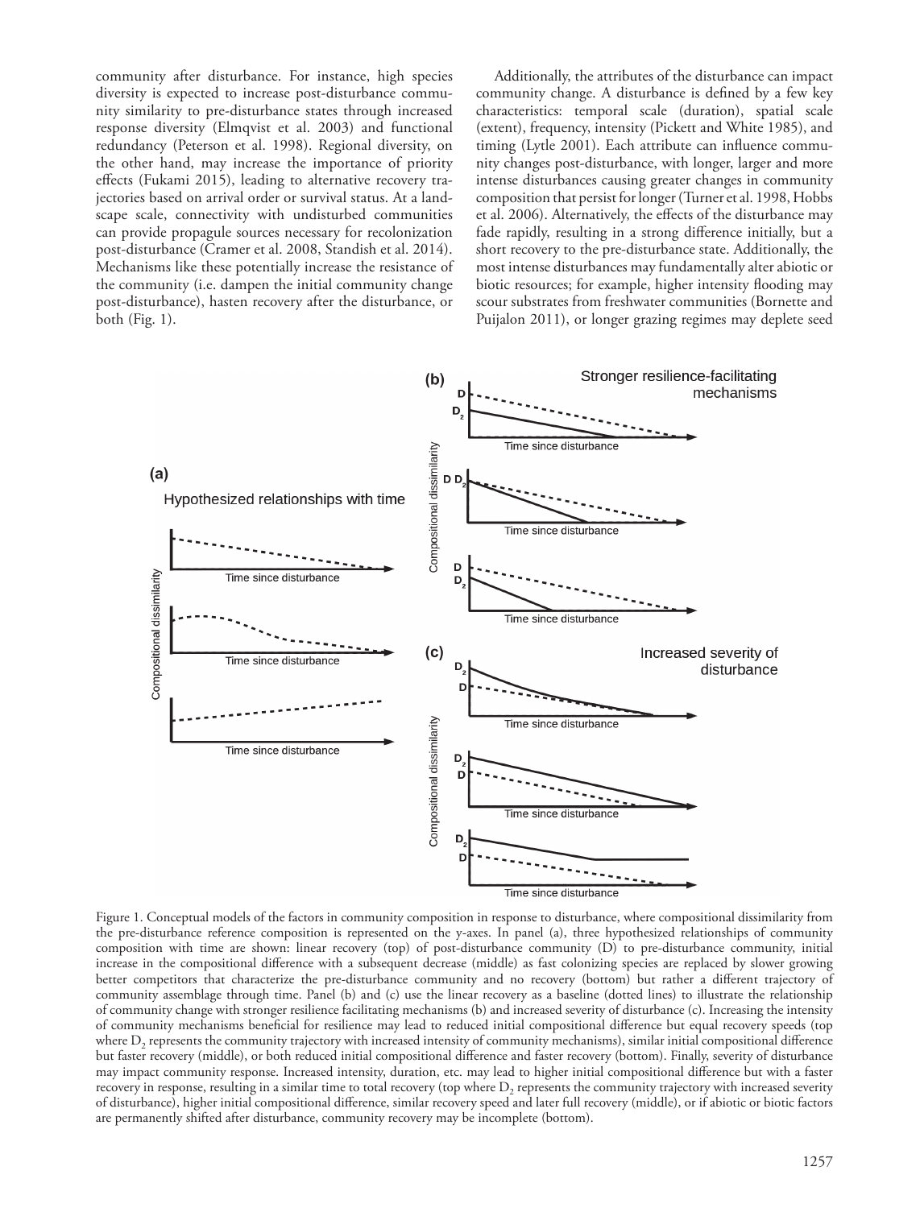community after disturbance. For instance, high species diversity is expected to increase post-disturbance community similarity to pre-disturbance states through increased response diversity (Elmqvist et al. 2003) and functional redundancy (Peterson et al. 1998). Regional diversity, on the other hand, may increase the importance of priority effects (Fukami 2015), leading to alternative recovery trajectories based on arrival order or survival status. At a landscape scale, connectivity with undisturbed communities can provide propagule sources necessary for recolonization post-disturbance (Cramer et al. 2008, Standish et al. 2014). Mechanisms like these potentially increase the resistance of the community (i.e. dampen the initial community change post-disturbance), hasten recovery after the disturbance, or both (Fig. 1).

Additionally, the attributes of the disturbance can impact community change. A disturbance is defined by a few key characteristics: temporal scale (duration), spatial scale (extent), frequency, intensity (Pickett and White 1985), and timing (Lytle 2001). Each attribute can influence community changes post-disturbance, with longer, larger and more intense disturbances causing greater changes in community composition that persist for longer (Turner et al. 1998, Hobbs et al. 2006). Alternatively, the effects of the disturbance may fade rapidly, resulting in a strong difference initially, but a short recovery to the pre-disturbance state. Additionally, the most intense disturbances may fundamentally alter abiotic or biotic resources; for example, higher intensity flooding may scour substrates from freshwater communities (Bornette and Puijalon 2011), or longer grazing regimes may deplete seed

Figure 1. Conceptual models of the factors in community composition in response to disturbance, where compositional dissimilarity from the pre-disturbance reference composition is represented on the y-axes. In panel (a), three hypothesized relationships of community composition with time are shown: linear recovery (top) of post-disturbance community (D) to pre-disturbance community, initial increase in the compositional difference with a subsequent decrease (middle) as fast colonizing species are replaced by slower growing better competitors that characterize the pre-disturbance community and no recovery (bottom) but rather a different trajectory of community assemblage through time. Panel (b) and (c) use the linear recovery as a baseline (dotted lines) to illustrate the relationship of community change with stronger resilience facilitating mechanisms (b) and increased severity of disturbance (c). Increasing the intensity of community mechanisms beneficial for resilience may lead to reduced initial compositional difference but equal recovery speeds (top where $D_2$ represents the community trajectory with increased intensity of community mechanisms), similar initial compositional difference but faster recovery (middle), or both reduced initial compositional difference and faster recovery (bottom). Finally, severity of disturbance may impact community response. Increased intensity, duration, etc. may lead to higher initial compositional difference but with a faster recovery in response, resulting in a similar time to total recovery (top where $D_2$ represents the community trajectory with increased severity of disturbance), higher initial compositional difference, similar recovery speed and later full recovery (middle), or if abiotic or biotic factors are permanently shifted after disturbance, community recovery may be incomplete (bottom).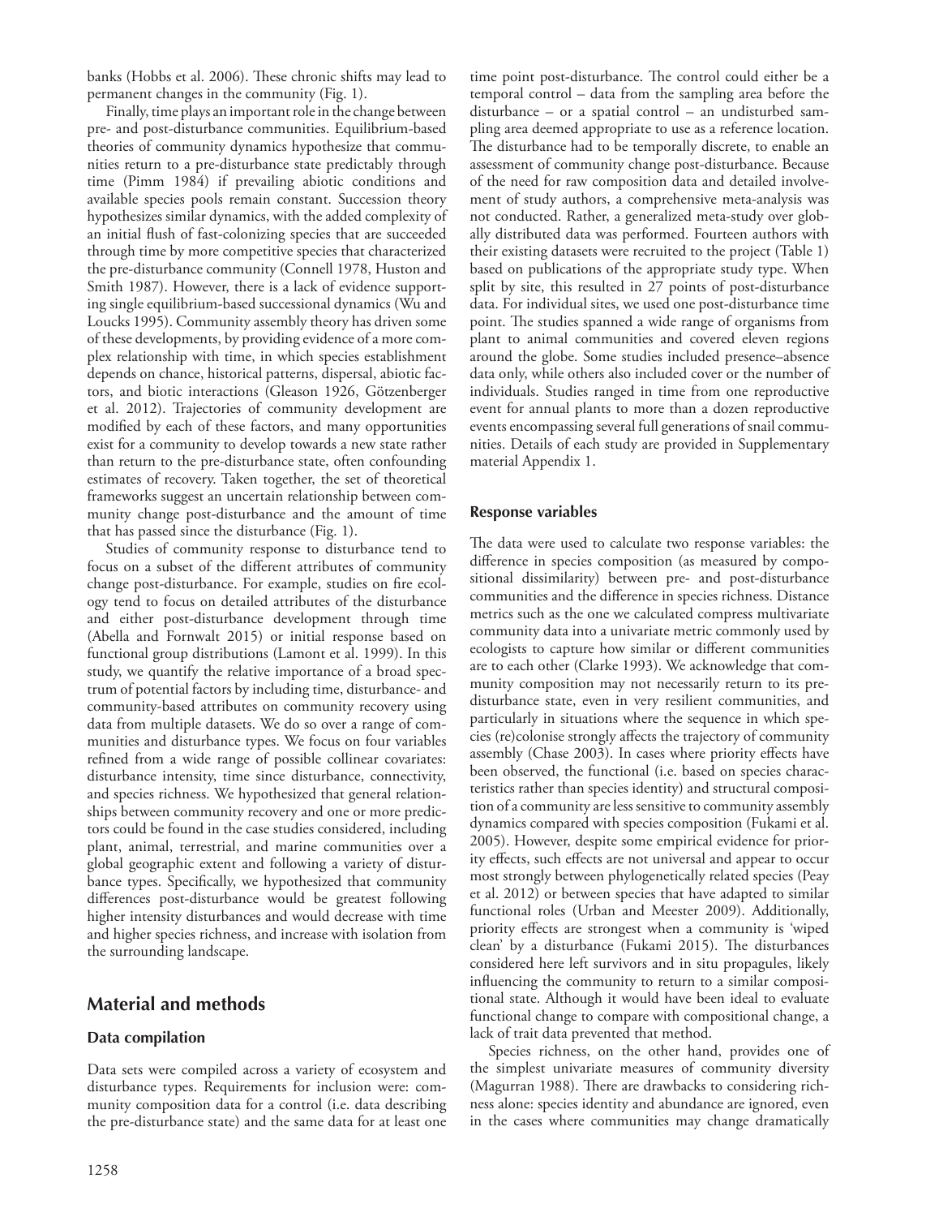banks (Hobbs et al. 2006). These chronic shifts may lead to permanent changes in the community (Fig. 1).

Finally, time plays an important role in the change between pre- and post-disturbance communities. Equilibrium-based theories of community dynamics hypothesize that communities return to a pre-disturbance state predictably through time (Pimm 1984) if prevailing abiotic conditions and available species pools remain constant. Succession theory hypothesizes similar dynamics, with the added complexity of an initial flush of fast-colonizing species that are succeeded through time by more competitive species that characterized the pre-disturbance community (Connell 1978, Huston and Smith 1987). However, there is a lack of evidence supporting single equilibrium-based successional dynamics (Wu and Loucks 1995). Community assembly theory has driven some of these developments, by providing evidence of a more complex relationship with time, in which species establishment depends on chance, historical patterns, dispersal, abiotic factors, and biotic interactions (Gleason 1926, Götzenberger et al. 2012). Trajectories of community development are modified by each of these factors, and many opportunities exist for a community to develop towards a new state rather than return to the pre-disturbance state, often confounding estimates of recovery. Taken together, the set of theoretical frameworks suggest an uncertain relationship between community change post-disturbance and the amount of time that has passed since the disturbance (Fig. 1).

Studies of community response to disturbance tend to focus on a subset of the different attributes of community change post-disturbance. For example, studies on fire ecology tend to focus on detailed attributes of the disturbance and either post-disturbance development through time (Abella and Fornwalt 2015) or initial response based on functional group distributions (Lamont et al. 1999). In this study, we quantify the relative importance of a broad spectrum of potential factors by including time, disturbance- and community-based attributes on community recovery using data from multiple datasets. We do so over a range of communities and disturbance types. We focus on four variables refined from a wide range of possible collinear covariates: disturbance intensity, time since disturbance, connectivity, and species richness. We hypothesized that general relationships between community recovery and one or more predictors could be found in the case studies considered, including plant, animal, terrestrial, and marine communities over a global geographic extent and following a variety of disturbance types. Specifically, we hypothesized that community differences post-disturbance would be greatest following higher intensity disturbances and would decrease with time and higher species richness, and increase with isolation from the surrounding landscape.

## Material and methods

### Data compilation

Data sets were compiled across a variety of ecosystem and disturbance types. Requirements for inclusion were: community composition data for a control (i.e. data describing the pre-disturbance state) and the same data for at least one time point post-disturbance. The control could either be a temporal control – data from the sampling area before the disturbance – or a spatial control – an undisturbed sampling area deemed appropriate to use as a reference location. The disturbance had to be temporally discrete, to enable an assessment of community change post-disturbance. Because of the need for raw composition data and detailed involvement of study authors, a comprehensive meta-analysis was not conducted. Rather, a generalized meta-study over globally distributed data was performed. Fourteen authors with their existing datasets were recruited to the project (Table 1) based on publications of the appropriate study type. When split by site, this resulted in 27 points of post-disturbance data. For individual sites, we used one post-disturbance time point. The studies spanned a wide range of organisms from plant to animal communities and covered eleven regions around the globe. Some studies included presence–absence data only, while others also included cover or the number of individuals. Studies ranged in time from one reproductive event for annual plants to more than a dozen reproductive events encompassing several full generations of snail communities. Details of each study are provided in Supplementary material Appendix 1.

### Response variables

The data were used to calculate two response variables: the difference in species composition (as measured by compositional dissimilarity) between pre- and post-disturbance communities and the difference in species richness. Distance metrics such as the one we calculated compress multivariate community data into a univariate metric commonly used by ecologists to capture how similar or different communities are to each other (Clarke 1993). We acknowledge that community composition may not necessarily return to its pre-disturbance state, even in very resilient communities, and particularly in situations where the sequence in which species (re)colonise strongly affects the trajectory of community assembly (Chase 2003). In cases where priority effects have been observed, the functional (i.e. based on species characteristics rather than species identity) and structural composition of a community are less sensitive to community assembly dynamics compared with species composition (Fukami et al. 2005). However, despite some empirical evidence for priority effects, such effects are not universal and appear to occur most strongly between phylogenetically related species (Peay et al. 2012) or between species that have adapted to similar functional roles (Urban and Meester 2009). Additionally, priority effects are strongest when a community is 'wiped clean' by a disturbance (Fukami 2015). The disturbances considered here left survivors and in situ propagules, likely influencing the community to return to a similar compositional state. Although it would have been ideal to evaluate functional change to compare with compositional change, a lack of trait data prevented that method.

Species richness, on the other hand, provides one of the simplest univariate measures of community diversity (Magurran 1988). There are drawbacks to considering richness alone: species identity and abundance are ignored, even in the cases where communities may change dramatically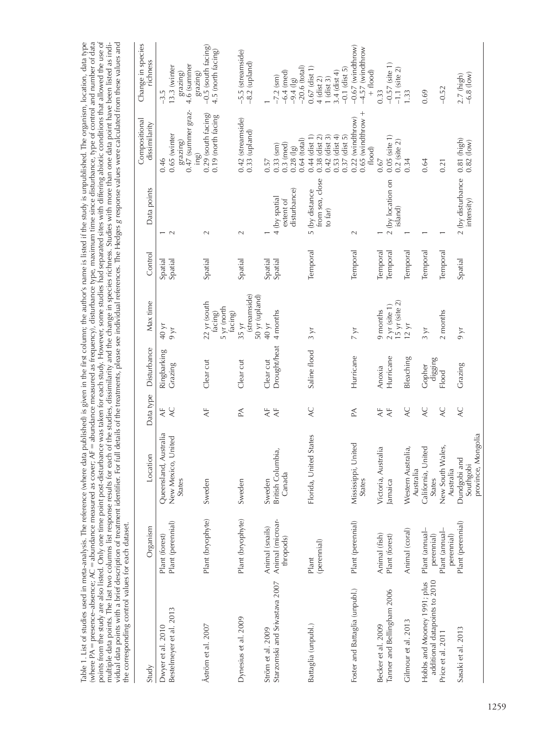Table 1. List of studies used in meta-analysis. The reference (where data published) is given in the first column; the author's name is listed if the study is unpublished. The organism, location, data type (where PA = presence–absence; AC = abundance measured as cover; AF = abundance measured as frequency), disturbance type, maximum time since disturbance, type of control and number of data points from the study are also listed. Only one time point post-disturbance was taken for each study. However, some studies had separated sites with differing abiotic conditions that allowed the use of multiple data points. The last two columns list response results for each of the studies, dissimilarity and the change in species richness. Studies with more than one data point have been listed as individual data points with a brief description of treatment identifier. For full details of the treatments, please see individual references. The Hedges *g* response values were calculated from these values and the corresponding control values for each dataset.

| Study | Organism | Location | Data type | Disturbance | Max time | Control | Data points | Compositional dissimilarity | Change in species richness |
|---|---|---|---|---|---|---|---|---|---|
| Dwyer et al. 2010 | Plant (forest) | Queensland, Australia | AF | Ringbarking | 40 yr | Spatial | 1 | 0.46 | −3.5 |
| Bestelmeyer et al. 2013 | Plant (perennial) | New Mexico, United States | AC | Grazing | 9 yr | Spatial | 2 | 0.65 (winter grazing)<br>0.47 (summer grazing) | 13.3 (winter grazing)<br>4.6 (summer grazing) |
| Åström et al. 2007 | Plant (bryophyte) | Sweden | AF | Clear cut | 22 yr (south facing)<br>5 yr (north facing) | Spatial | 2 | 0.29 (south facing)<br>0.19 (north facing | −0.5 (south facing)<br>4.5 (north facing) |
| Dynesius et al. 2009 | Plant (bryophyte) | Sweden | PA | Clear cut | 35 yr (streamside)<br>50 yr (upland) | Spatial | 2 | 0.42 (streamside)<br>0.33 (upland) | −5.5 (streamside)<br>−8.2 (upland) |
| Ström et al. 2009 | Animal (snails) | Sweden | AF | Clear cut | 40 yr | Spatial | 1 | 0.57 | 1 |
| Starzomski and Srivastava 2007 | Animal (microarthropods) | British Columbia, Canada | AF | Drought/heat | 4 months | Spatial | 4 (by spatial extent of disturbance) | 0.33 (sm)<br>0.3 (med)<br>0.28 (lg)<br>0.64 (total) | −7.2 (sm)<br>−6.4 (med)<br>−9.4 (lg)<br>−20.6 (total) |
| Battaglia (unpubl.) | Plant (perennial) | Florida, United States | AC | Saline flood | 3 yr | Temporal | 5 (by distance from sea, close to far) | 0.44 (dist 1)<br>0.38 (dist 2)<br>0.42 (dist 3)<br>0.53 (dist 4)<br>0.37 (dist 5) | 0.67 (dist 1)<br>4 (dist 2)<br>1 (dist 3)<br>3.4 (dist 4)<br>−0.1 (dist 5) |
| Foster and Battaglia (unpubl.) | Plant (perennial) | Mississippi, United States | PA | Hurricane | 7 yr | Temporal | 2 | 0.22 (windthrow)<br>0.65 (windthrow + flood) | −0.67 (windthrow)<br>−4.57 (windthrow + flood) |
| Becker et al. 2009 | Animal (fish) | Victoria, Australia | AF | Anoxia | 9 months | Temporal | 1 | 0.67 | 0.33 |
| Tanner and Bellingham 2006 | Plant (forest) | Jamaica | AF | Hurricane | 2 yr (site 1)<br>15 yr (site 2) | Temporal | 2 (by location on island) | 0.05 (site 1)<br>0.2 (site 2) | −0.57 (site 1)<br>−1.1 (site 2) |
| Gilmour et al. 2013 | Animal (coral) | Western Australia, Australia | AC | Bleaching | 12 yr | Temporal | 1 | 0.34 | 1.33 |
| Hobbs and Mooney 1991; plus additional datapoints to 2010 | Plant (annual–perennial) | California, United States | AC | Gopher digging | 3 yr | Temporal | 1 | 0.64 | 0.69 |
| Price et al. 2011 | Plant (annual–perennial) | New South Wales, Australia | AC | Flood | 2 months | Temporal | 1 | 0.21 | −0.52 |
| Sasaki et al. 2013 | Plant (perennial) | Dundgobi and Southgobi province, Mongolia | AC | Grazing | 9 yr | Spatial | 2 (by disturbance intensity) | 0.81 (high)<br>0.82 (low) | 2.7 (high)<br>−6.8 (low) |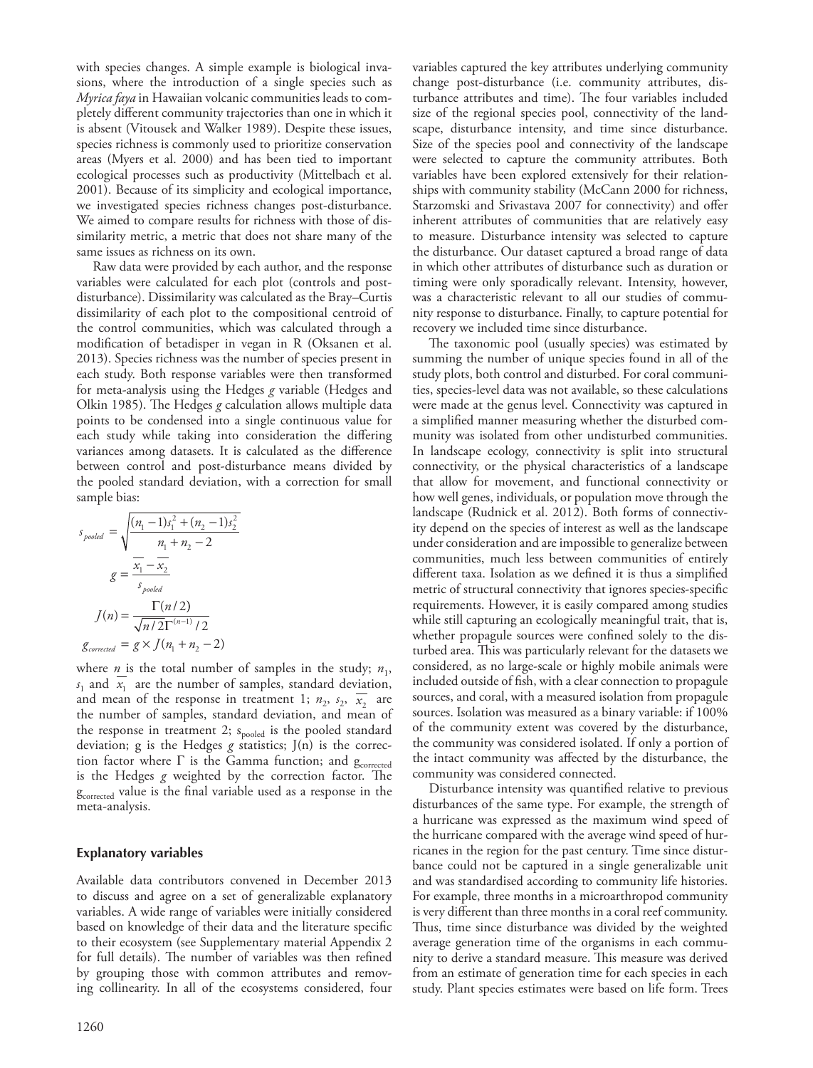with species changes. A simple example is biological invasions, where the introduction of a single species such as *Myrica faya* in Hawaiian volcanic communities leads to completely different community trajectories than one in which it is absent (Vitousek and Walker 1989). Despite these issues, species richness is commonly used to prioritize conservation areas (Myers et al. 2000) and has been tied to important ecological processes such as productivity (Mittelbach et al. 2001). Because of its simplicity and ecological importance, we investigated species richness changes post-disturbance. We aimed to compare results for richness with those of dissimilarity metric, a metric that does not share many of the same issues as richness on its own.

Raw data were provided by each author, and the response variables were calculated for each plot (controls and post-disturbance). Dissimilarity was calculated as the Bray–Curtis dissimilarity of each plot to the compositional centroid of the control communities, which was calculated through a modification of betadisper in vegan in R (Oksanen et al. 2013). Species richness was the number of species present in each study. Both response variables were then transformed for meta-analysis using the Hedges *g* variable (Hedges and Olkin 1985). The Hedges *g* calculation allows multiple data points to be condensed into a single continuous value for each study while taking into consideration the differing variances among datasets. It is calculated as the difference between control and post-disturbance means divided by the pooled standard deviation, with a correction for small sample bias:

$$s_{pooled} = \sqrt{\frac{(n_1 - 1)s_1^2 + (n_2 - 1)s_2^2}{n_1 + n_2 - 2}}$$

$$g = \frac{\overline{x_1} - \overline{x_2}}{s_{pooled}}$$

$$J(n) = \frac{\Gamma(n/2)}{\sqrt{n/2}\Gamma^{(n-1)}/2}$$

$$g_{corrected} = g \times J(n_1 + n_2 - 2)$$

where $n$ is the total number of samples in the study; $n_1$, $s_1$ and $\overline{x_1}$ are the number of samples, standard deviation, and mean of the response in treatment 1; $n_2$, $s_2$, $\overline{x_2}$ are the number of samples, standard deviation, and mean of the response in treatment 2; $s_{pooled}$ is the pooled standard deviation; g is the Hedges *g* statistics; J(n) is the correction factor where Γ is the Gamma function; and $g_{corrected}$ is the Hedges *g* weighted by the correction factor. The $g_{corrected}$ value is the final variable used as a response in the meta-analysis.

### Explanatory variables

Available data contributors convened in December 2013 to discuss and agree on a set of generalizable explanatory variables. A wide range of variables were initially considered based on knowledge of their data and the literature specific to their ecosystem (see Supplementary material Appendix 2 for full details). The number of variables was then refined by grouping those with common attributes and removing collinearity. In all of the ecosystems considered, four variables captured the key attributes underlying community change post-disturbance (i.e. community attributes, disturbance attributes and time). The four variables included size of the regional species pool, connectivity of the landscape, disturbance intensity, and time since disturbance. Size of the species pool and connectivity of the landscape were selected to capture the community attributes. Both variables have been explored extensively for their relationships with community stability (McCann 2000 for richness, Starzomski and Srivastava 2007 for connectivity) and offer inherent attributes of communities that are relatively easy to measure. Disturbance intensity was selected to capture the disturbance. Our dataset captured a broad range of data in which other attributes of disturbance such as duration or timing were only sporadically relevant. Intensity, however, was a characteristic relevant to all our studies of community response to disturbance. Finally, to capture potential for recovery we included time since disturbance.

The taxonomic pool (usually species) was estimated by summing the number of unique species found in all of the study plots, both control and disturbed. For coral communities, species-level data was not available, so these calculations were made at the genus level. Connectivity was captured in a simplified manner measuring whether the disturbed community was isolated from other undisturbed communities. In landscape ecology, connectivity is split into structural connectivity, or the physical characteristics of a landscape that allow for movement, and functional connectivity or how well genes, individuals, or population move through the landscape (Rudnick et al. 2012). Both forms of connectivity depend on the species of interest as well as the landscape under consideration and are impossible to generalize between communities, much less between communities of entirely different taxa. Isolation as we defined it is thus a simplified metric of structural connectivity that ignores species-specific requirements. However, it is easily compared among studies while still capturing an ecologically meaningful trait, that is, whether propagule sources were confined solely to the disturbed area. This was particularly relevant for the datasets we considered, as no large-scale or highly mobile animals were included outside of fish, with a clear connection to propagule sources, and coral, with a measured isolation from propagule sources. Isolation was measured as a binary variable: if 100% of the community extent was covered by the disturbance, the community was considered isolated. If only a portion of the intact community was affected by the disturbance, the community was considered connected.

Disturbance intensity was quantified relative to previous disturbances of the same type. For example, the strength of a hurricane was expressed as the maximum wind speed of the hurricane compared with the average wind speed of hurricanes in the region for the past century. Time since disturbance could not be captured in a single generalizable unit and was standardised according to community life histories. For example, three months in a microarthropod community is very different than three months in a coral reef community. Thus, time since disturbance was divided by the weighted average generation time of the organisms in each community to derive a standard measure. This measure was derived from an estimate of generation time for each species in each study. Plant species estimates were based on life form. Trees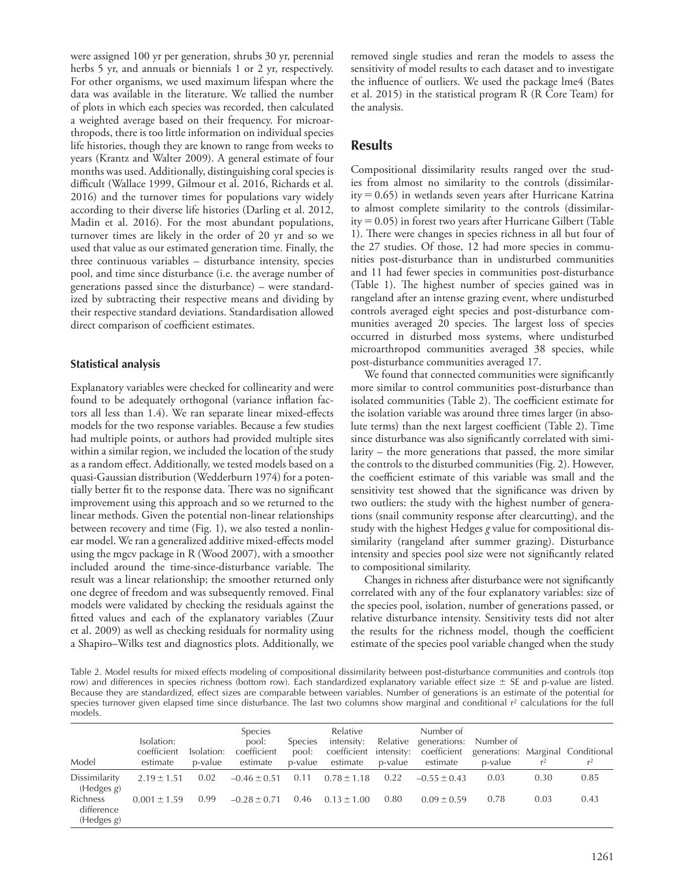were assigned 100 yr per generation, shrubs 30 yr, perennial herbs 5 yr, and annuals or biennials 1 or 2 yr, respectively. For other organisms, we used maximum lifespan where the data was available in the literature. We tallied the number of plots in which each species was recorded, then calculated a weighted average based on their frequency. For microarthropods, there is too little information on individual species life histories, though they are known to range from weeks to years (Krantz and Walter 2009). A general estimate of four months was used. Additionally, distinguishing coral species is difficult (Wallace 1999, Gilmour et al. 2016, Richards et al. 2016) and the turnover times for populations vary widely according to their diverse life histories (Darling et al. 2012, Madin et al. 2016). For the most abundant populations, turnover times are likely in the order of 20 yr and so we used that value as our estimated generation time. Finally, the three continuous variables – disturbance intensity, species pool, and time since disturbance (i.e. the average number of generations passed since the disturbance) – were standardized by subtracting their respective means and dividing by their respective standard deviations. Standardisation allowed direct comparison of coefficient estimates.

### Statistical analysis

Explanatory variables were checked for collinearity and were found to be adequately orthogonal (variance inflation factors all less than 1.4). We ran separate linear mixed-effects models for the two response variables. Because a few studies had multiple points, or authors had provided multiple sites within a similar region, we included the location of the study as a random effect. Additionally, we tested models based on a quasi-Gaussian distribution (Wedderburn 1974) for a potentially better fit to the response data. There was no significant improvement using this approach and so we returned to the linear methods. Given the potential non-linear relationships between recovery and time (Fig. 1), we also tested a nonlinear model. We ran a generalized additive mixed-effects model using the mgcv package in R (Wood 2007), with a smoother included around the time-since-disturbance variable. The result was a linear relationship; the smoother returned only one degree of freedom and was subsequently removed. Final models were validated by checking the residuals against the fitted values and each of the explanatory variables (Zuur et al. 2009) as well as checking residuals for normality using a Shapiro–Wilks test and diagnostics plots. Additionally, we removed single studies and reran the models to assess the sensitivity of model results to each dataset and to investigate the influence of outliers. We used the package lme4 (Bates et al. 2015) in the statistical program R (R Core Team) for the analysis.

## Results

Compositional dissimilarity results ranged over the studies from almost no similarity to the controls (dissimilarity = 0.65) in wetlands seven years after Hurricane Katrina to almost complete similarity to the controls (dissimilarity = 0.05) in forest two years after Hurricane Gilbert (Table 1). There were changes in species richness in all but four of the 27 studies. Of those, 12 had more species in communities post-disturbance than in undisturbed communities and 11 had fewer species in communities post-disturbance (Table 1). The highest number of species gained was in rangeland after an intense grazing event, where undisturbed controls averaged eight species and post-disturbance communities averaged 20 species. The largest loss of species occurred in disturbed moss systems, where undisturbed microarthropod communities averaged 38 species, while post-disturbance communities averaged 17.

We found that connected communities were significantly more similar to control communities post-disturbance than isolated communities (Table 2). The coefficient estimate for the isolation variable was around three times larger (in absolute terms) than the next largest coefficient (Table 2). Time since disturbance was also significantly correlated with similarity – the more generations that passed, the more similar the controls to the disturbed communities (Fig. 2). However, the coefficient estimate of this variable was small and the sensitivity test showed that the significance was driven by two outliers: the study with the highest number of generations (snail community response after clearcutting), and the study with the highest Hedges *g* value for compositional dissimilarity (rangeland after summer grazing). Disturbance intensity and species pool size were not significantly related to compositional similarity.

Changes in richness after disturbance were not significantly correlated with any of the four explanatory variables: size of the species pool, isolation, number of generations passed, or relative disturbance intensity. Sensitivity tests did not alter the results for the richness model, though the coefficient estimate of the species pool variable changed when the study

Table 2. Model results for mixed effects modeling of compositional dissimilarity between post-disturbance communities and controls (top row) and differences in species richness (bottom row). Each standardized explanatory variable effect size ± SE and p-value are listed. Because they are standardized, effect sizes are comparable between variables. Number of generations is an estimate of the potential for species turnover given elapsed time since disturbance. The last two columns show marginal and conditional $r^2$ calculations for the full models.

| Model | Isolation: coefficient estimate | Isolation: p-value | Species pool: coefficient estimate | Species pool: p-value | Relative intensity: coefficient estimate | Relative intensity: p-value | Number of generations: coefficient estimate | Number of generations: p-value | Marginal $r^2$ | Conditional $r^2$ |
|---|---|---|---|---|---|---|---|---|---|---|
| Dissimilarity (Hedges *g*) | 2.19 ± 1.51 | 0.02 | −0.46 ± 0.51 | 0.11 | 0.78 ± 1.18 | 0.22 | −0.55 ± 0.43 | 0.03 | 0.30 | 0.85 |
| Richness difference (Hedges *g*) | 0.001 ± 1.59 | 0.99 | −0.28 ± 0.71 | 0.46 | 0.13 ± 1.00 | 0.80 | 0.09 ± 0.59 | 0.78 | 0.03 | 0.43 |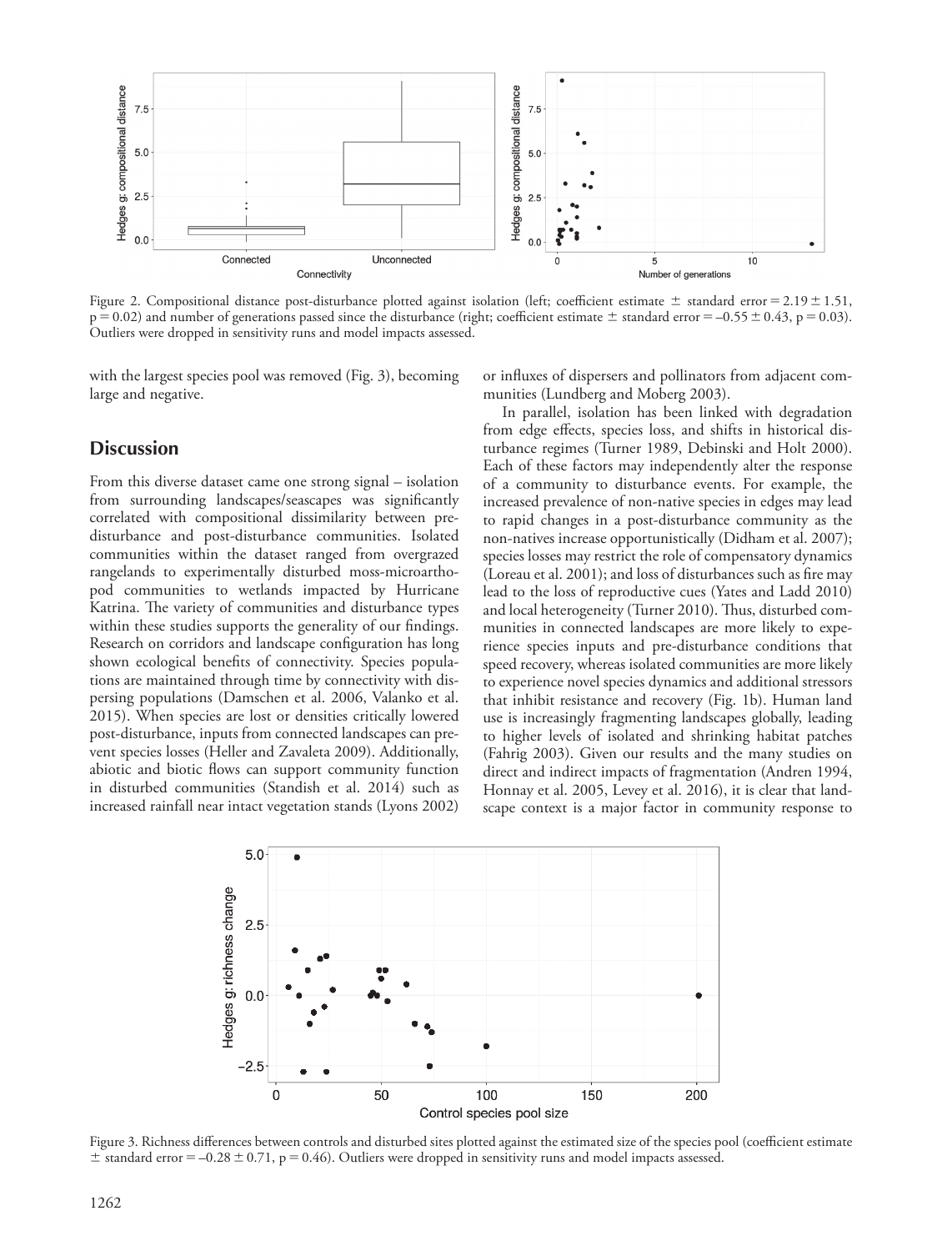Figure 2. Compositional distance post-disturbance plotted against isolation (left; coefficient estimate ± standard error = 2.19 ± 1.51, $p = 0.02$) and number of generations passed since the disturbance (right; coefficient estimate ± standard error = –0.55 ± 0.43, $p = 0.03$). Outliers were dropped in sensitivity runs and model impacts assessed.

with the largest species pool was removed (Fig. 3), becoming large and negative.

## Discussion

From this diverse dataset came one strong signal – isolation from surrounding landscapes/seascapes was significantly correlated with compositional dissimilarity between pre-disturbance and post-disturbance communities. Isolated communities within the dataset ranged from overgrazed rangelands to experimentally disturbed moss-microarthopod communities to wetlands impacted by Hurricane Katrina. The variety of communities and disturbance types within these studies supports the generality of our findings. Research on corridors and landscape configuration has long shown ecological benefits of connectivity. Species populations are maintained through time by connectivity with dispersing populations (Damschen et al. 2006, Valanko et al. 2015). When species are lost or densities critically lowered post-disturbance, inputs from connected landscapes can prevent species losses (Heller and Zavaleta 2009). Additionally, abiotic and biotic flows can support community function in disturbed communities (Standish et al. 2014) such as increased rainfall near intact vegetation stands (Lyons 2002) or influxes of dispersers and pollinators from adjacent communities (Lundberg and Moberg 2003).

In parallel, isolation has been linked with degradation from edge effects, species loss, and shifts in historical disturbance regimes (Turner 1989, Debinski and Holt 2000). Each of these factors may independently alter the response of a community to disturbance events. For example, the increased prevalence of non-native species in edges may lead to rapid changes in a post-disturbance community as the non-natives increase opportunistically (Didham et al. 2007); species losses may restrict the role of compensatory dynamics (Loreau et al. 2001); and loss of disturbances such as fire may lead to the loss of reproductive cues (Yates and Ladd 2010) and local heterogeneity (Turner 2010). Thus, disturbed communities in connected landscapes are more likely to experience species inputs and pre-disturbance conditions that speed recovery, whereas isolated communities are more likely to experience novel species dynamics and additional stressors that inhibit resistance and recovery (Fig. 1b). Human land use is increasingly fragmenting landscapes globally, leading to higher levels of isolated and shrinking habitat patches (Fahrig 2003). Given our results and the many studies on direct and indirect impacts of fragmentation (Andren 1994, Honnay et al. 2005, Levey et al. 2016), it is clear that landscape context is a major factor in community response to

Figure 3. Richness differences between controls and disturbed sites plotted against the estimated size of the species pool (coefficient estimate ± standard error = –0.28 ± 0.71, $p = 0.46$). Outliers were dropped in sensitivity runs and model impacts assessed.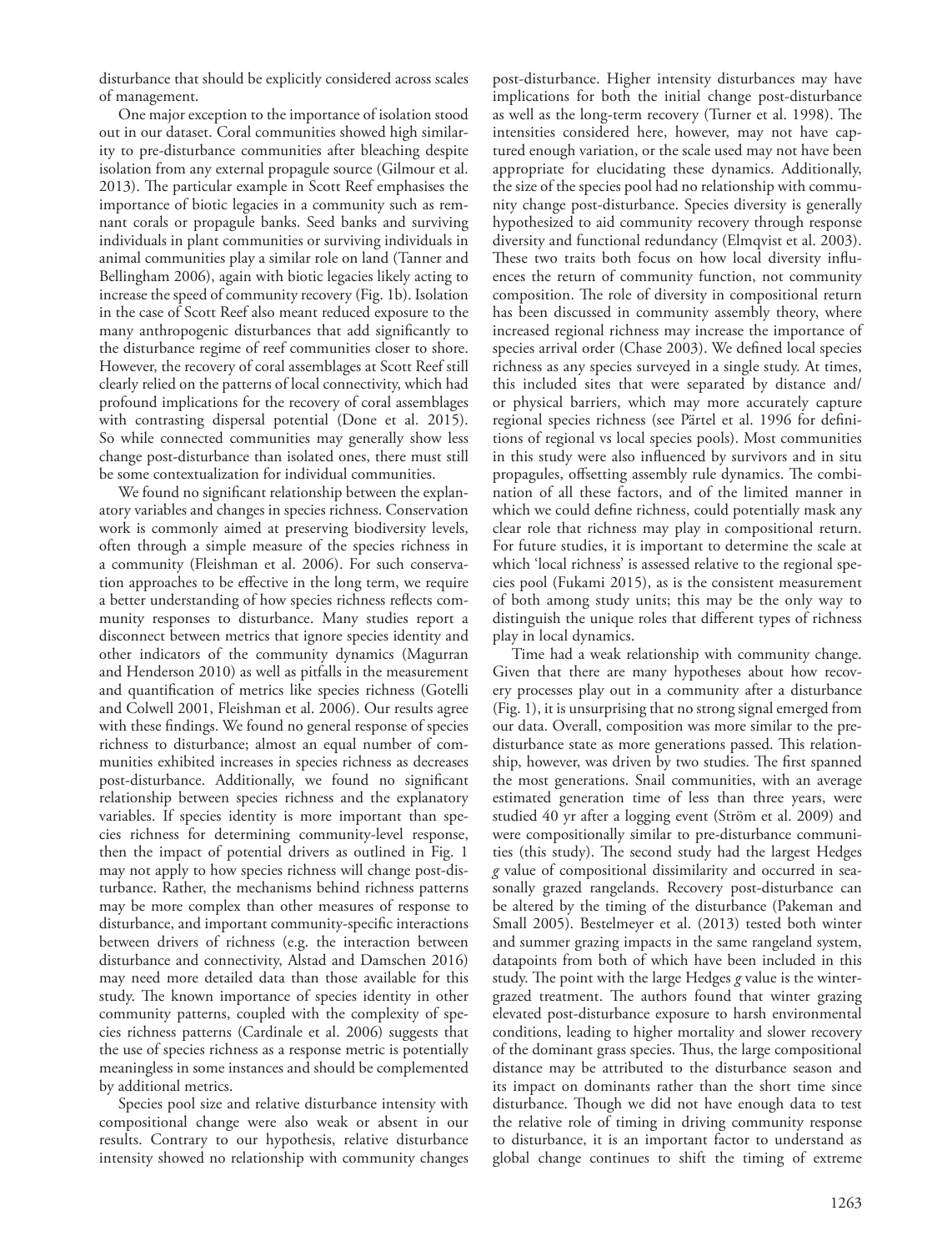disturbance that should be explicitly considered across scales of management.

One major exception to the importance of isolation stood out in our dataset. Coral communities showed high similarity to pre-disturbance communities after bleaching despite isolation from any external propagule source (Gilmour et al. 2013). The particular example in Scott Reef emphasises the importance of biotic legacies in a community such as remnant corals or propagule banks. Seed banks and surviving individuals in plant communities or surviving individuals in animal communities play a similar role on land (Tanner and Bellingham 2006), again with biotic legacies likely acting to increase the speed of community recovery (Fig. 1b). Isolation in the case of Scott Reef also meant reduced exposure to the many anthropogenic disturbances that add significantly to the disturbance regime of reef communities closer to shore. However, the recovery of coral assemblages at Scott Reef still clearly relied on the patterns of local connectivity, which had profound implications for the recovery of coral assemblages with contrasting dispersal potential (Done et al. 2015). So while connected communities may generally show less change post-disturbance than isolated ones, there must still be some contextualization for individual communities.

We found no significant relationship between the explanatory variables and changes in species richness. Conservation work is commonly aimed at preserving biodiversity levels, often through a simple measure of the species richness in a community (Fleishman et al. 2006). For such conservation approaches to be effective in the long term, we require a better understanding of how species richness reflects community responses to disturbance. Many studies report a disconnect between metrics that ignore species identity and other indicators of the community dynamics (Magurran and Henderson 2010) as well as pitfalls in the measurement and quantification of metrics like species richness (Gotelli and Colwell 2001, Fleishman et al. 2006). Our results agree with these findings. We found no general response of species richness to disturbance; almost an equal number of communities exhibited increases in species richness as decreases post-disturbance. Additionally, we found no significant relationship between species richness and the explanatory variables. If species identity is more important than species richness for determining community-level response, then the impact of potential drivers as outlined in Fig. 1 may not apply to how species richness will change post-disturbance. Rather, the mechanisms behind richness patterns may be more complex than other measures of response to disturbance, and important community-specific interactions between drivers of richness (e.g. the interaction between disturbance and connectivity, Alstad and Damschen 2016) may need more detailed data than those available for this study. The known importance of species identity in other community patterns, coupled with the complexity of species richness patterns (Cardinale et al. 2006) suggests that the use of species richness as a response metric is potentially meaningless in some instances and should be complemented by additional metrics.

Species pool size and relative disturbance intensity with compositional change were also weak or absent in our results. Contrary to our hypothesis, relative disturbance intensity showed no relationship with community changes post-disturbance. Higher intensity disturbances may have implications for both the initial change post-disturbance as well as the long-term recovery (Turner et al. 1998). The intensities considered here, however, may not have captured enough variation, or the scale used may not have been appropriate for elucidating these dynamics. Additionally, the size of the species pool had no relationship with community change post-disturbance. Species diversity is generally hypothesized to aid community recovery through response diversity and functional redundancy (Elmqvist et al. 2003). These two traits both focus on how local diversity influences the return of community function, not community composition. The role of diversity in compositional return has been discussed in community assembly theory, where increased regional richness may increase the importance of species arrival order (Chase 2003). We defined local species richness as any species surveyed in a single study. At times, this included sites that were separated by distance and/or physical barriers, which may more accurately capture regional species richness (see Pärtel et al. 1996 for definitions of regional vs local species pools). Most communities in this study were also influenced by survivors and in situ propagules, offsetting assembly rule dynamics. The combination of all these factors, and of the limited manner in which we could define richness, could potentially mask any clear role that richness may play in compositional return. For future studies, it is important to determine the scale at which 'local richness' is assessed relative to the regional species pool (Fukami 2015), as is the consistent measurement of both among study units; this may be the only way to distinguish the unique roles that different types of richness play in local dynamics.

Time had a weak relationship with community change. Given that there are many hypotheses about how recovery processes play out in a community after a disturbance (Fig. 1), it is unsurprising that no strong signal emerged from our data. Overall, composition was more similar to the pre-disturbance state as more generations passed. This relationship, however, was driven by two studies. The first spanned the most generations. Snail communities, with an average estimated generation time of less than three years, were studied 40 yr after a logging event (Ström et al. 2009) and were compositionally similar to pre-disturbance communities (this study). The second study had the largest Hedges *g* value of compositional dissimilarity and occurred in seasonally grazed rangelands. Recovery post-disturbance can be altered by the timing of the disturbance (Pakeman and Small 2005). Bestelmeyer et al. (2013) tested both winter and summer grazing impacts in the same rangeland system, datapoints from both of which have been included in this study. The point with the large Hedges *g* value is the winter-grazed treatment. The authors found that winter grazing elevated post-disturbance exposure to harsh environmental conditions, leading to higher mortality and slower recovery of the dominant grass species. Thus, the large compositional distance may be attributed to the disturbance season and its impact on dominants rather than the short time since disturbance. Though we did not have enough data to test the relative role of timing in driving community response to disturbance, it is an important factor to understand as global change continues to shift the timing of extreme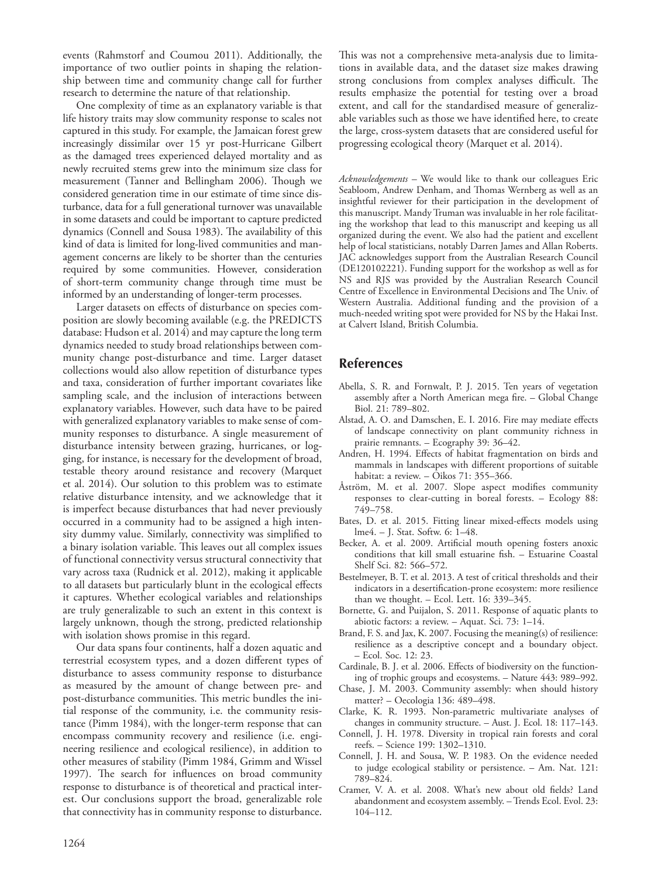events (Rahmstorf and Coumou 2011). Additionally, the importance of two outlier points in shaping the relationship between time and community change call for further research to determine the nature of that relationship.

One complexity of time as an explanatory variable is that life history traits may slow community response to scales not captured in this study. For example, the Jamaican forest grew increasingly dissimilar over 15 yr post-Hurricane Gilbert as the damaged trees experienced delayed mortality and as newly recruited stems grew into the minimum size class for measurement (Tanner and Bellingham 2006). Though we considered generation time in our estimate of time since disturbance, data for a full generational turnover was unavailable in some datasets and could be important to capture predicted dynamics (Connell and Sousa 1983). The availability of this kind of data is limited for long-lived communities and management concerns are likely to be shorter than the centuries required by some communities. However, consideration of short-term community change through time must be informed by an understanding of longer-term processes.

Larger datasets on effects of disturbance on species composition are slowly becoming available (e.g. the PREDICTS database: Hudson et al. 2014) and may capture the long term dynamics needed to study broad relationships between community change post-disturbance and time. Larger dataset collections would also allow repetition of disturbance types and taxa, consideration of further important covariates like sampling scale, and the inclusion of interactions between explanatory variables. However, such data have to be paired with generalized explanatory variables to make sense of community responses to disturbance. A single measurement of disturbance intensity between grazing, hurricanes, or logging, for instance, is necessary for the development of broad, testable theory around resistance and recovery (Marquet et al. 2014). Our solution to this problem was to estimate relative disturbance intensity, and we acknowledge that it is imperfect because disturbances that had never previously occurred in a community had to be assigned a high intensity dummy value. Similarly, connectivity was simplified to a binary isolation variable. This leaves out all complex issues of functional connectivity versus structural connectivity that vary across taxa (Rudnick et al. 2012), making it applicable to all datasets but particularly blunt in the ecological effects it captures. Whether ecological variables and relationships are truly generalizable to such an extent in this context is largely unknown, though the strong, predicted relationship with isolation shows promise in this regard.

Our data spans four continents, half a dozen aquatic and terrestrial ecosystem types, and a dozen different types of disturbance to assess community response to disturbance as measured by the amount of change between pre- and post-disturbance communities. This metric bundles the initial response of the community, i.e. the community resistance (Pimm 1984), with the longer-term response that can encompass community recovery and resilience (i.e. engineering resilience and ecological resilience), in addition to other measures of stability (Pimm 1984, Grimm and Wissel 1997). The search for influences on broad community response to disturbance is of theoretical and practical interest. Our conclusions support the broad, generalizable role that connectivity has in community response to disturbance.

This was not a comprehensive meta-analysis due to limitations in available data, and the dataset size makes drawing strong conclusions from complex analyses difficult. The results emphasize the potential for testing over a broad extent, and call for the standardised measure of generalizable variables such as those we have identified here, to create the large, cross-system datasets that are considered useful for progressing ecological theory (Marquet et al. 2014).

*Acknowledgements* – We would like to thank our colleagues Eric Seabloom, Andrew Denham, and Thomas Wernberg as well as an insightful reviewer for their participation in the development of this manuscript. Mandy Truman was invaluable in her role facilitating the workshop that lead to this manuscript and keeping us all organized during the event. We also had the patient and excellent help of local statisticians, notably Darren James and Allan Roberts. JAC acknowledges support from the Australian Research Council (DE120102221). Funding support for the workshop as well as for NS and RJS was provided by the Australian Research Council Centre of Excellence in Environmental Decisions and The Univ. of Western Australia. Additional funding and the provision of a much-needed writing spot were provided for NS by the Hakai Inst. at Calvert Island, British Columbia.

## References

Abella, S. R. and Fornwalt, P. J. 2015. Ten years of vegetation assembly after a North American mega fire. – Global Change Biol. 21: 789–802.

Alstad, A. O. and Damschen, E. I. 2016. Fire may mediate effects of landscape connectivity on plant community richness in prairie remnants. – Ecography 39: 36–42.

Andren, H. 1994. Effects of habitat fragmentation on birds and mammals in landscapes with different proportions of suitable habitat: a review. – Oikos 71: 355–366.

Åström, M. et al. 2007. Slope aspect modifies community responses to clear-cutting in boreal forests. – Ecology 88: 749–758.

Bates, D. et al. 2015. Fitting linear mixed-effects models using lme4. – J. Stat. Softw. 6: 1–48.

Becker, A. et al. 2009. Artificial mouth opening fosters anoxic conditions that kill small estuarine fish. – Estuarine Coastal Shelf Sci. 82: 566–572.

Bestelmeyer, B. T. et al. 2013. A test of critical thresholds and their indicators in a desertification-prone ecosystem: more resilience than we thought. – Ecol. Lett. 16: 339–345.

Bornette, G. and Puijalon, S. 2011. Response of aquatic plants to abiotic factors: a review. – Aquat. Sci. 73: 1–14.

Brand, F. S. and Jax, K. 2007. Focusing the meaning(s) of resilience: resilience as a descriptive concept and a boundary object. – Ecol. Soc. 12: 23.

Cardinale, B. J. et al. 2006. Effects of biodiversity on the functioning of trophic groups and ecosystems. – Nature 443: 989–992.

Chase, J. M. 2003. Community assembly: when should history matter? – Oecologia 136: 489–498.

Clarke, K. R. 1993. Non-parametric multivariate analyses of changes in community structure. – Aust. J. Ecol. 18: 117–143.

Connell, J. H. 1978. Diversity in tropical rain forests and coral reefs. – Science 199: 1302–1310.

Connell, J. H. and Sousa, W. P. 1983. On the evidence needed to judge ecological stability or persistence. – Am. Nat. 121: 789–824.

Cramer, V. A. et al. 2008. What's new about old fields? Land abandonment and ecosystem assembly. – Trends Ecol. Evol. 23: 104–112.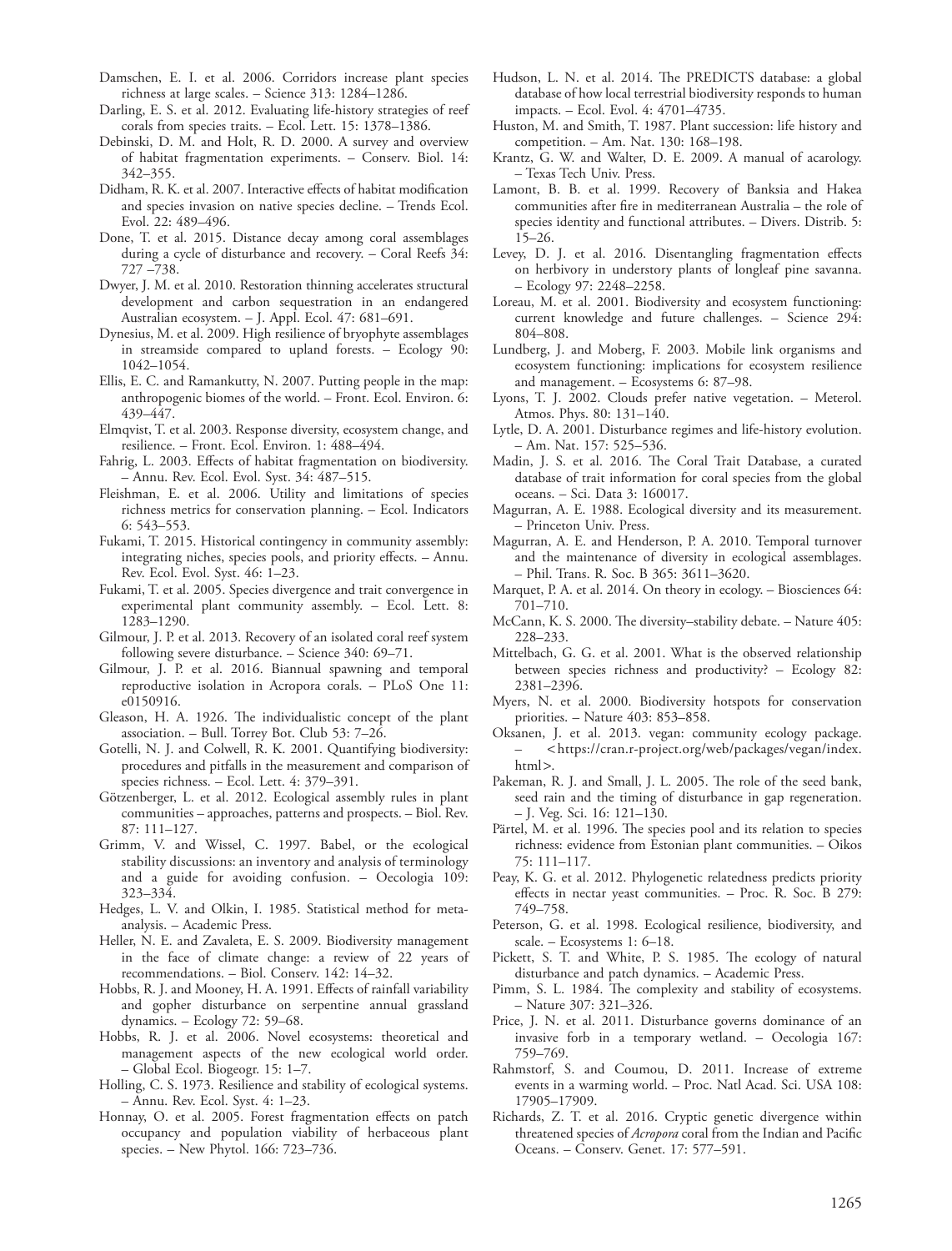Damschen, E. I. et al. 2006. Corridors increase plant species richness at large scales. – Science 313: 1284–1286.

Darling, E. S. et al. 2012. Evaluating life-history strategies of reef corals from species traits. – Ecol. Lett. 15: 1378–1386.

Debinski, D. M. and Holt, R. D. 2000. A survey and overview of habitat fragmentation experiments. – Conserv. Biol. 14: 342–355.

Didham, R. K. et al. 2007. Interactive effects of habitat modification and species invasion on native species decline. – Trends Ecol. Evol. 22: 489–496.

Done, T. et al. 2015. Distance decay among coral assemblages during a cycle of disturbance and recovery. – Coral Reefs 34: 727 –738.

Dwyer, J. M. et al. 2010. Restoration thinning accelerates structural development and carbon sequestration in an endangered Australian ecosystem. – J. Appl. Ecol. 47: 681–691.

Dynesius, M. et al. 2009. High resilience of bryophyte assemblages in streamside compared to upland forests. – Ecology 90: 1042–1054.

Ellis, E. C. and Ramankutty, N. 2007. Putting people in the map: anthropogenic biomes of the world. – Front. Ecol. Environ. 6: 439–447.

Elmqvist, T. et al. 2003. Response diversity, ecosystem change, and resilience. – Front. Ecol. Environ. 1: 488–494.

Fahrig, L. 2003. Effects of habitat fragmentation on biodiversity. – Annu. Rev. Ecol. Evol. Syst. 34: 487–515.

Fleishman, E. et al. 2006. Utility and limitations of species richness metrics for conservation planning. – Ecol. Indicators 6: 543–553.

Fukami, T. 2015. Historical contingency in community assembly: integrating niches, species pools, and priority effects. – Annu. Rev. Ecol. Evol. Syst. 46: 1–23.

Fukami, T. et al. 2005. Species divergence and trait convergence in experimental plant community assembly. – Ecol. Lett. 8: 1283–1290.

Gilmour, J. P. et al. 2013. Recovery of an isolated coral reef system following severe disturbance. – Science 340: 69–71.

Gilmour, J. P. et al. 2016. Biannual spawning and temporal reproductive isolation in Acropora corals. – PLoS One 11: e0150916.

Gleason, H. A. 1926. The individualistic concept of the plant association. – Bull. Torrey Bot. Club 53: 7–26.

Gotelli, N. J. and Colwell, R. K. 2001. Quantifying biodiversity: procedures and pitfalls in the measurement and comparison of species richness. – Ecol. Lett. 4: 379–391.

Götzenberger, L. et al. 2012. Ecological assembly rules in plant communities – approaches, patterns and prospects. – Biol. Rev. 87: 111–127.

Grimm, V. and Wissel, C. 1997. Babel, or the ecological stability discussions: an inventory and analysis of terminology and a guide for avoiding confusion. – Oecologia 109: 323–334.

Hedges, L. V. and Olkin, I. 1985. Statistical method for meta-analysis. – Academic Press.

Heller, N. E. and Zavaleta, E. S. 2009. Biodiversity management in the face of climate change: a review of 22 years of recommendations. – Biol. Conserv. 142: 14–32.

Hobbs, R. J. and Mooney, H. A. 1991. Effects of rainfall variability and gopher disturbance on serpentine annual grassland dynamics. – Ecology 72: 59–68.

Hobbs, R. J. et al. 2006. Novel ecosystems: theoretical and management aspects of the new ecological world order. – Global Ecol. Biogeogr. 15: 1–7.

Holling, C. S. 1973. Resilience and stability of ecological systems. – Annu. Rev. Ecol. Syst. 4: 1–23.

Honnay, O. et al. 2005. Forest fragmentation effects on patch occupancy and population viability of herbaceous plant species. – New Phytol. 166: 723–736.

Hudson, L. N. et al. 2014. The PREDICTS database: a global database of how local terrestrial biodiversity responds to human impacts. – Ecol. Evol. 4: 4701–4735.

Huston, M. and Smith, T. 1987. Plant succession: life history and competition. – Am. Nat. 130: 168–198.

Krantz, G. W. and Walter, D. E. 2009. A manual of acarology. – Texas Tech Univ. Press.

Lamont, B. B. et al. 1999. Recovery of Banksia and Hakea communities after fire in mediterranean Australia – the role of species identity and functional attributes. – Divers. Distrib. 5: 15–26.

Levey, D. J. et al. 2016. Disentangling fragmentation effects on herbivory in understory plants of longleaf pine savanna. – Ecology 97: 2248–2258.

Loreau, M. et al. 2001. Biodiversity and ecosystem functioning: current knowledge and future challenges. – Science 294: 804–808.

Lundberg, J. and Moberg, F. 2003. Mobile link organisms and ecosystem functioning: implications for ecosystem resilience and management. – Ecosystems 6: 87–98.

Lyons, T. J. 2002. Clouds prefer native vegetation. – Meterol. Atmos. Phys. 80: 131–140.

Lytle, D. A. 2001. Disturbance regimes and life-history evolution. – Am. Nat. 157: 525–536.

Madin, J. S. et al. 2016. The Coral Trait Database, a curated database of trait information for coral species from the global oceans. – Sci. Data 3: 160017.

Magurran, A. E. 1988. Ecological diversity and its measurement. – Princeton Univ. Press.

Magurran, A. E. and Henderson, P. A. 2010. Temporal turnover and the maintenance of diversity in ecological assemblages. – Phil. Trans. R. Soc. B 365: 3611–3620.

Marquet, P. A. et al. 2014. On theory in ecology. – Biosciences 64: 701–710.

McCann, K. S. 2000. The diversity–stability debate. – Nature 405: 228–233.

Mittelbach, G. G. et al. 2001. What is the observed relationship between species richness and productivity? – Ecology 82: 2381–2396.

Myers, N. et al. 2000. Biodiversity hotspots for conservation priorities. – Nature 403: 853–858.

Oksanen, J. et al. 2013. vegan: community ecology package. – <https://cran.r-project.org/web/packages/vegan/index.html>.

Pakeman, R. J. and Small, J. L. 2005. The role of the seed bank, seed rain and the timing of disturbance in gap regeneration. – J. Veg. Sci. 16: 121–130.

Pärtel, M. et al. 1996. The species pool and its relation to species richness: evidence from Estonian plant communities. – Oikos 75: 111–117.

Peay, K. G. et al. 2012. Phylogenetic relatedness predicts priority effects in nectar yeast communities. – Proc. R. Soc. B 279: 749–758.

Peterson, G. et al. 1998. Ecological resilience, biodiversity, and scale. – Ecosystems 1: 6–18.

Pickett, S. T. and White, P. S. 1985. The ecology of natural disturbance and patch dynamics. – Academic Press.

Pimm, S. L. 1984. The complexity and stability of ecosystems. – Nature 307: 321–326.

Price, J. N. et al. 2011. Disturbance governs dominance of an invasive forb in a temporary wetland. – Oecologia 167: 759–769.

Rahmstorf, S. and Coumou, D. 2011. Increase of extreme events in a warming world. – Proc. Natl Acad. Sci. USA 108: 17905–17909.

Richards, Z. T. et al. 2016. Cryptic genetic divergence within threatened species of *Acropora* coral from the Indian and Pacific Oceans. – Conserv. Genet. 17: 577–591.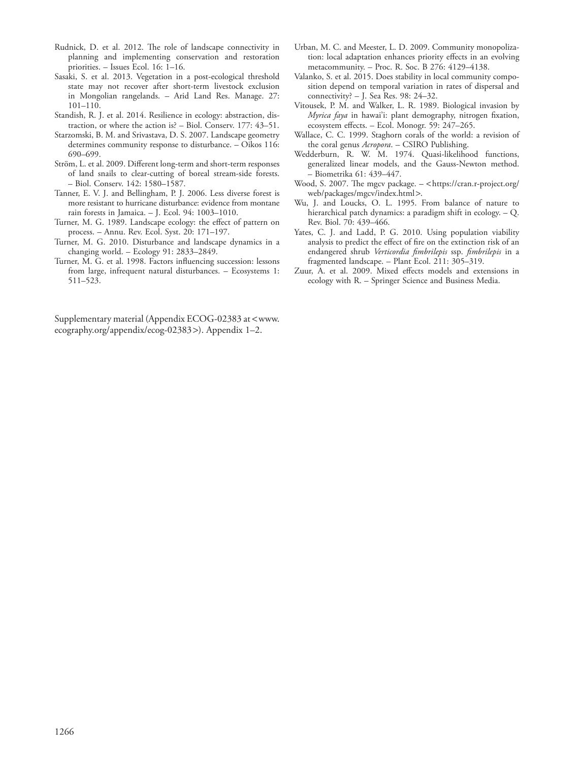Rudnick, D. et al. 2012. The role of landscape connectivity in planning and implementing conservation and restoration priorities. – Issues Ecol. 16: 1–16.

Sasaki, S. et al. 2013. Vegetation in a post-ecological threshold state may not recover after short-term livestock exclusion in Mongolian rangelands. – Arid Land Res. Manage. 27: 101–110.

Standish, R. J. et al. 2014. Resilience in ecology: abstraction, distraction, or where the action is? – Biol. Conserv. 177: 43–51.

Starzomski, B. M. and Srivastava, D. S. 2007. Landscape geometry determines community response to disturbance. – Oikos 116: 690–699.

Ström, L. et al. 2009. Different long-term and short-term responses of land snails to clear-cutting of boreal stream-side forests. – Biol. Conserv. 142: 1580–1587.

Tanner, E. V. J. and Bellingham, P. J. 2006. Less diverse forest is more resistant to hurricane disturbance: evidence from montane rain forests in Jamaica. – J. Ecol. 94: 1003–1010.

Turner, M. G. 1989. Landscape ecology: the effect of pattern on process. – Annu. Rev. Ecol. Syst. 20: 171–197.

Turner, M. G. 2010. Disturbance and landscape dynamics in a changing world. – Ecology 91: 2833–2849.

Turner, M. G. et al. 1998. Factors influencing succession: lessons from large, infrequent natural disturbances. – Ecosystems 1: 511–523.

Urban, M. C. and Meester, L. D. 2009. Community monopolization: local adaptation enhances priority effects in an evolving metacommunity. – Proc. R. Soc. B 276: 4129–4138.

Valanko, S. et al. 2015. Does stability in local community composition depend on temporal variation in rates of dispersal and connectivity? – J. Sea Res. 98: 24–32.

Vitousek, P. M. and Walker, L. R. 1989. Biological invasion by *Myrica faya* in hawai'i: plant demography, nitrogen fixation, ecosystem effects. – Ecol. Monogr. 59: 247–265.

Wallace, C. C. 1999. Staghorn corals of the world: a revision of the coral genus *Acropora*. – CSIRO Publishing.

Wedderburn, R. W. M. 1974. Quasi-likelihood functions, generalized linear models, and the Gauss-Newton method. – Biometrika 61: 439–447.

Wood, S. 2007. The mgcv package. – <https://cran.r-project.org/web/packages/mgcv/index.html>.

Wu, J. and Loucks, O. L. 1995. From balance of nature to hierarchical patch dynamics: a paradigm shift in ecology. – Q. Rev. Biol. 70: 439–466.

Yates, C. J. and Ladd, P. G. 2010. Using population viability analysis to predict the effect of fire on the extinction risk of an endangered shrub *Verticordia fimbrilepis* ssp. *fimbrilepis* in a fragmented landscape. – Plant Ecol. 211: 305–319.

Zuur, A. et al. 2009. Mixed effects models and extensions in ecology with R. – Springer Science and Business Media.

Supplementary material (Appendix ECOG-02383 at <www.ecography.org/appendix/ecog-02383>). Appendix 1–2.